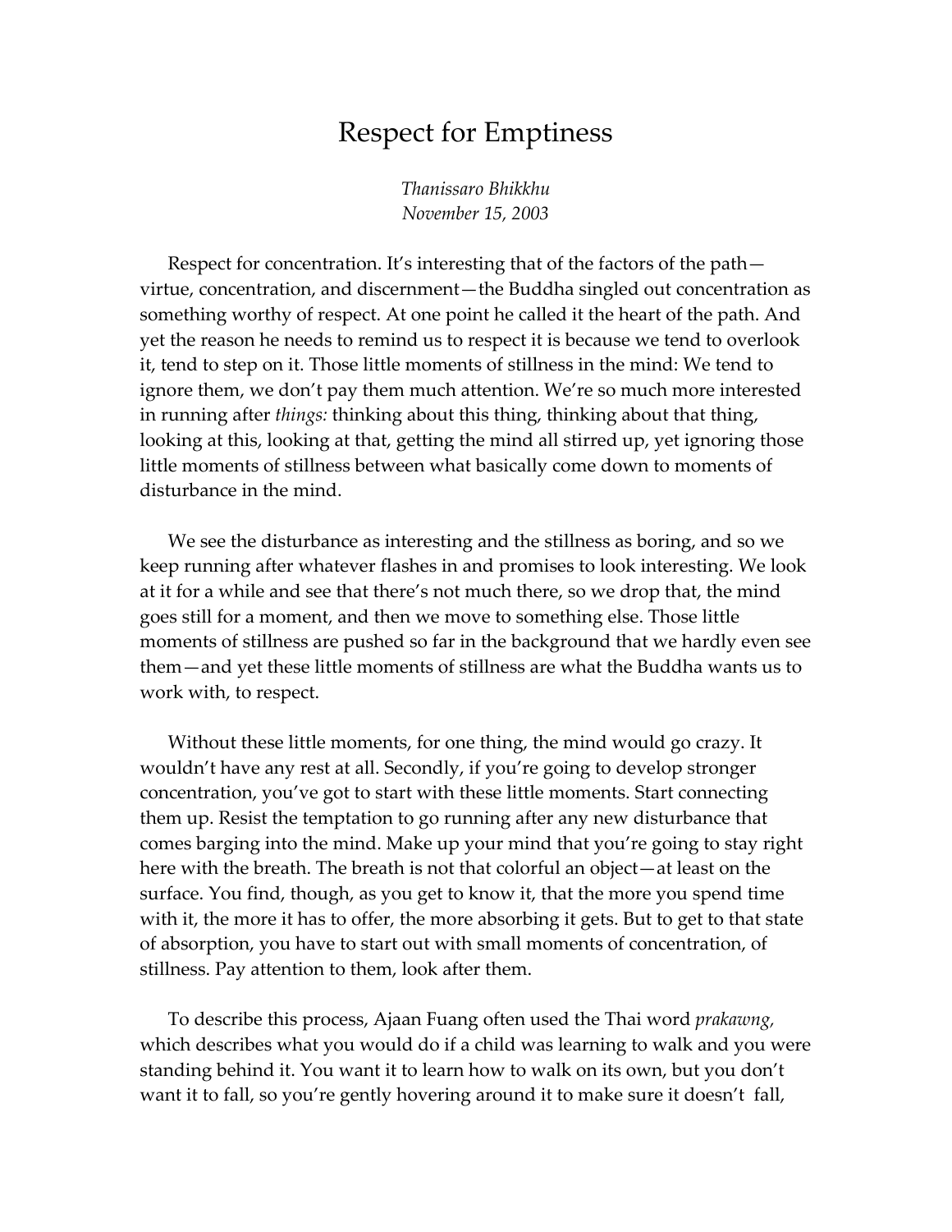# Respect for Emptiness

*Thanissaro Bhikkhu*
*November 15, 2003*

Respect for concentration. It's interesting that of the factors of the path—virtue, concentration, and discernment—the Buddha singled out concentration as something worthy of respect. At one point he called it the heart of the path. And yet the reason he needs to remind us to respect it is because we tend to overlook it, tend to step on it. Those little moments of stillness in the mind: We tend to ignore them, we don't pay them much attention. We're so much more interested in running after *things:* thinking about this thing, thinking about that thing, looking at this, looking at that, getting the mind all stirred up, yet ignoring those little moments of stillness between what basically come down to moments of disturbance in the mind.

We see the disturbance as interesting and the stillness as boring, and so we keep running after whatever flashes in and promises to look interesting. We look at it for a while and see that there's not much there, so we drop that, the mind goes still for a moment, and then we move to something else. Those little moments of stillness are pushed so far in the background that we hardly even see them—and yet these little moments of stillness are what the Buddha wants us to work with, to respect.

Without these little moments, for one thing, the mind would go crazy. It wouldn't have any rest at all. Secondly, if you're going to develop stronger concentration, you've got to start with these little moments. Start connecting them up. Resist the temptation to go running after any new disturbance that comes barging into the mind. Make up your mind that you're going to stay right here with the breath. The breath is not that colorful an object—at least on the surface. You find, though, as you get to know it, that the more you spend time with it, the more it has to offer, the more absorbing it gets. But to get to that state of absorption, you have to start out with small moments of concentration, of stillness. Pay attention to them, look after them.

To describe this process, Ajaan Fuang often used the Thai word *prakawng,* which describes what you would do if a child was learning to walk and you were standing behind it. You want it to learn how to walk on its own, but you don't want it to fall, so you're gently hovering around it to make sure it doesn't fall,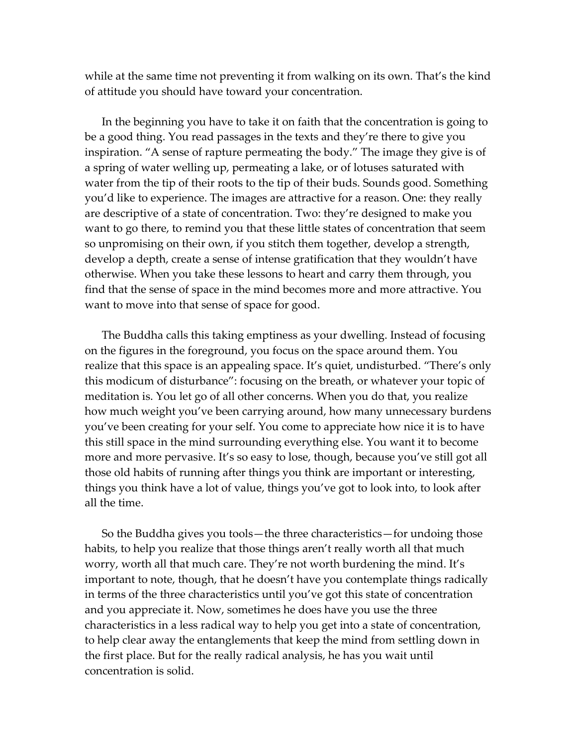while at the same time not preventing it from walking on its own. That's the kind of attitude you should have toward your concentration.

In the beginning you have to take it on faith that the concentration is going to be a good thing. You read passages in the texts and they're there to give you inspiration. "A sense of rapture permeating the body." The image they give is of a spring of water welling up, permeating a lake, or of lotuses saturated with water from the tip of their roots to the tip of their buds. Sounds good. Something you'd like to experience. The images are attractive for a reason. One: they really are descriptive of a state of concentration. Two: they're designed to make you want to go there, to remind you that these little states of concentration that seem so unpromising on their own, if you stitch them together, develop a strength, develop a depth, create a sense of intense gratification that they wouldn't have otherwise. When you take these lessons to heart and carry them through, you find that the sense of space in the mind becomes more and more attractive. You want to move into that sense of space for good.

The Buddha calls this taking emptiness as your dwelling. Instead of focusing on the figures in the foreground, you focus on the space around them. You realize that this space is an appealing space. It's quiet, undisturbed. "There's only this modicum of disturbance": focusing on the breath, or whatever your topic of meditation is. You let go of all other concerns. When you do that, you realize how much weight you've been carrying around, how many unnecessary burdens you've been creating for your self. You come to appreciate how nice it is to have this still space in the mind surrounding everything else. You want it to become more and more pervasive. It's so easy to lose, though, because you've still got all those old habits of running after things you think are important or interesting, things you think have a lot of value, things you've got to look into, to look after all the time.

So the Buddha gives you tools—the three characteristics—for undoing those habits, to help you realize that those things aren't really worth all that much worry, worth all that much care. They're not worth burdening the mind. It's important to note, though, that he doesn't have you contemplate things radically in terms of the three characteristics until you've got this state of concentration and you appreciate it. Now, sometimes he does have you use the three characteristics in a less radical way to help you get into a state of concentration, to help clear away the entanglements that keep the mind from settling down in the first place. But for the really radical analysis, he has you wait until concentration is solid.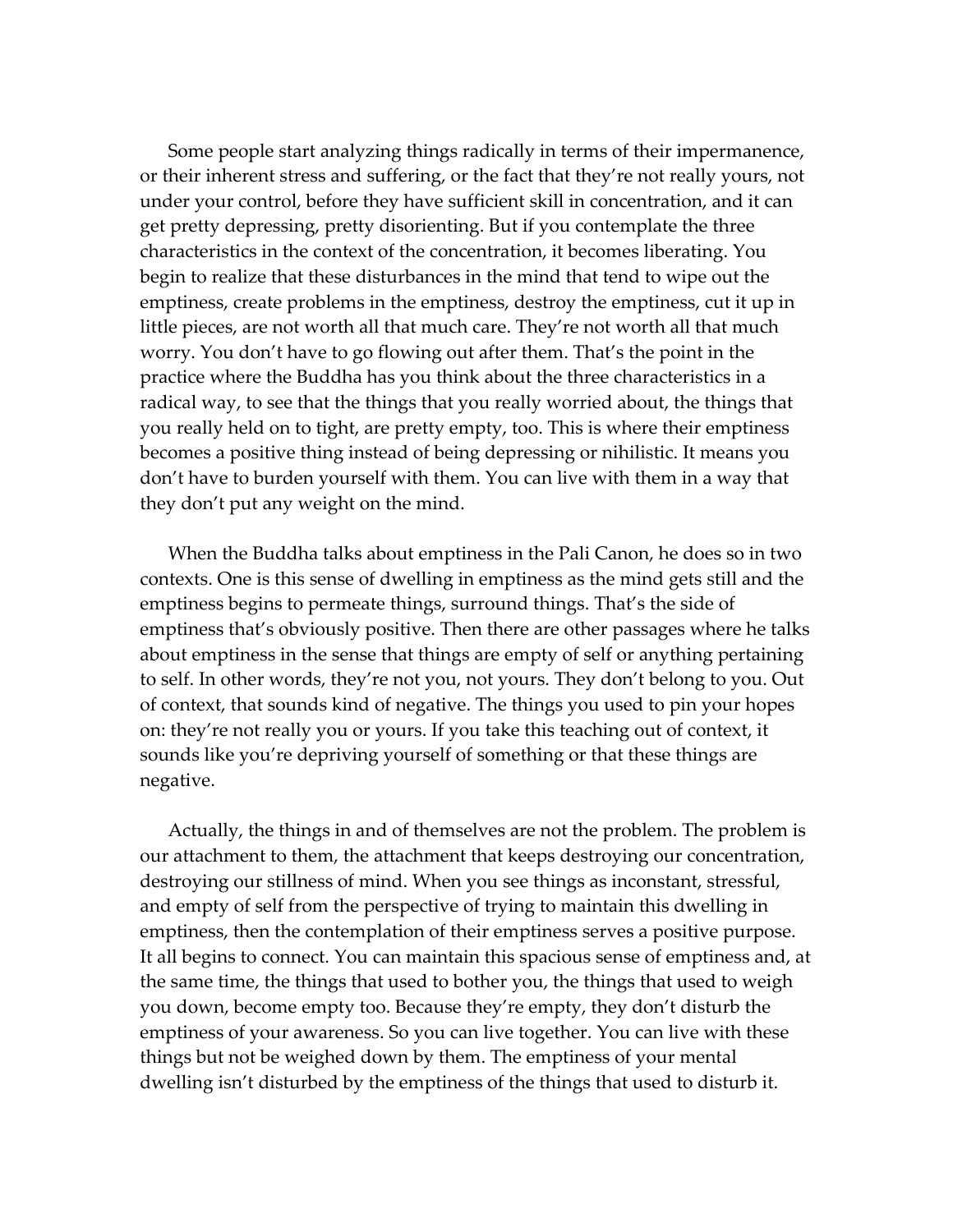Some people start analyzing things radically in terms of their impermanence, or their inherent stress and suffering, or the fact that they're not really yours, not under your control, before they have sufficient skill in concentration, and it can get pretty depressing, pretty disorienting. But if you contemplate the three characteristics in the context of the concentration, it becomes liberating. You begin to realize that these disturbances in the mind that tend to wipe out the emptiness, create problems in the emptiness, destroy the emptiness, cut it up in little pieces, are not worth all that much care. They're not worth all that much worry. You don't have to go flowing out after them. That's the point in the practice where the Buddha has you think about the three characteristics in a radical way, to see that the things that you really worried about, the things that you really held on to tight, are pretty empty, too. This is where their emptiness becomes a positive thing instead of being depressing or nihilistic. It means you don't have to burden yourself with them. You can live with them in a way that they don't put any weight on the mind.

When the Buddha talks about emptiness in the Pali Canon, he does so in two contexts. One is this sense of dwelling in emptiness as the mind gets still and the emptiness begins to permeate things, surround things. That's the side of emptiness that's obviously positive. Then there are other passages where he talks about emptiness in the sense that things are empty of self or anything pertaining to self. In other words, they're not you, not yours. They don't belong to you. Out of context, that sounds kind of negative. The things you used to pin your hopes on: they're not really you or yours. If you take this teaching out of context, it sounds like you're depriving yourself of something or that these things are negative.

Actually, the things in and of themselves are not the problem. The problem is our attachment to them, the attachment that keeps destroying our concentration, destroying our stillness of mind. When you see things as inconstant, stressful, and empty of self from the perspective of trying to maintain this dwelling in emptiness, then the contemplation of their emptiness serves a positive purpose. It all begins to connect. You can maintain this spacious sense of emptiness and, at the same time, the things that used to bother you, the things that used to weigh you down, become empty too. Because they're empty, they don't disturb the emptiness of your awareness. So you can live together. You can live with these things but not be weighed down by them. The emptiness of your mental dwelling isn't disturbed by the emptiness of the things that used to disturb it.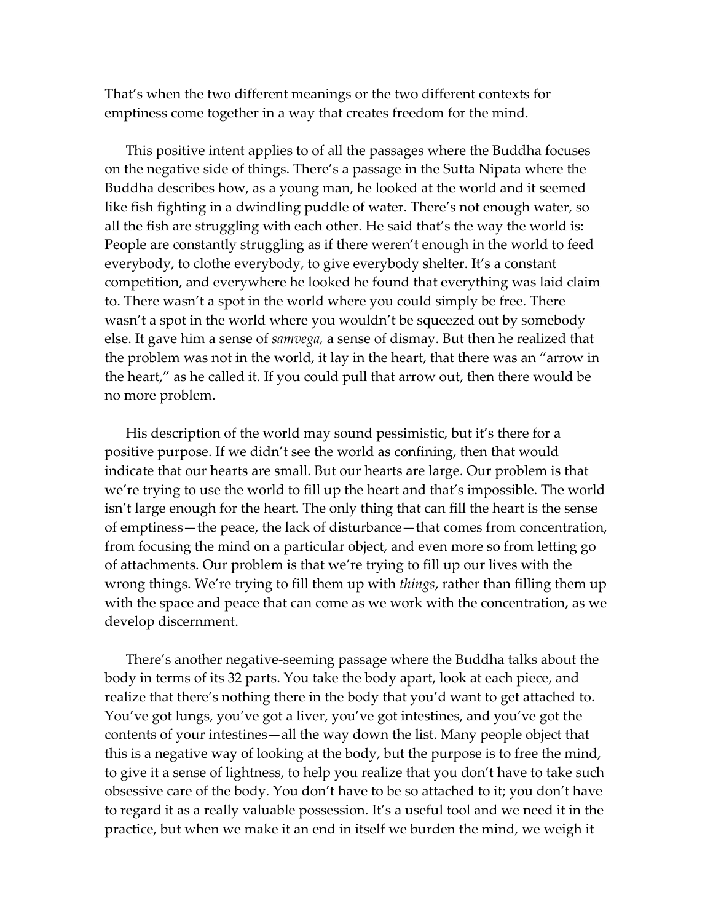That's when the two different meanings or the two different contexts for emptiness come together in a way that creates freedom for the mind.

This positive intent applies to of all the passages where the Buddha focuses on the negative side of things. There's a passage in the Sutta Nipata where the Buddha describes how, as a young man, he looked at the world and it seemed like fish fighting in a dwindling puddle of water. There's not enough water, so all the fish are struggling with each other. He said that's the way the world is: People are constantly struggling as if there weren't enough in the world to feed everybody, to clothe everybody, to give everybody shelter. It's a constant competition, and everywhere he looked he found that everything was laid claim to. There wasn't a spot in the world where you could simply be free. There wasn't a spot in the world where you wouldn't be squeezed out by somebody else. It gave him a sense of *samvega,* a sense of dismay. But then he realized that the problem was not in the world, it lay in the heart, that there was an "arrow in the heart," as he called it. If you could pull that arrow out, then there would be no more problem.

His description of the world may sound pessimistic, but it's there for a positive purpose. If we didn't see the world as confining, then that would indicate that our hearts are small. But our hearts are large. Our problem is that we're trying to use the world to fill up the heart and that's impossible. The world isn't large enough for the heart. The only thing that can fill the heart is the sense of emptiness—the peace, the lack of disturbance—that comes from concentration, from focusing the mind on a particular object, and even more so from letting go of attachments. Our problem is that we're trying to fill up our lives with the wrong things. We're trying to fill them up with *things*, rather than filling them up with the space and peace that can come as we work with the concentration, as we develop discernment.

There's another negative-seeming passage where the Buddha talks about the body in terms of its 32 parts. You take the body apart, look at each piece, and realize that there's nothing there in the body that you'd want to get attached to. You've got lungs, you've got a liver, you've got intestines, and you've got the contents of your intestines—all the way down the list. Many people object that this is a negative way of looking at the body, but the purpose is to free the mind, to give it a sense of lightness, to help you realize that you don't have to take such obsessive care of the body. You don't have to be so attached to it; you don't have to regard it as a really valuable possession. It's a useful tool and we need it in the practice, but when we make it an end in itself we burden the mind, we weigh it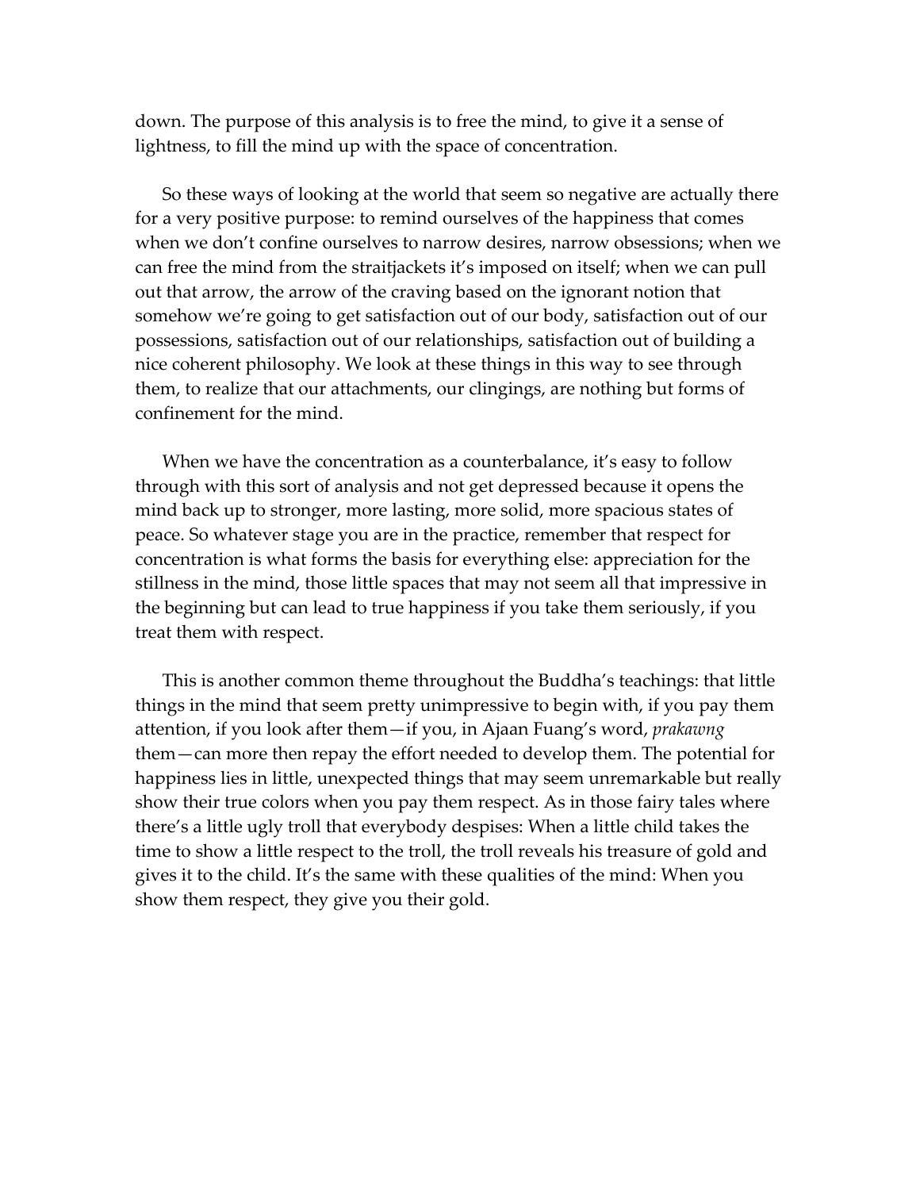down. The purpose of this analysis is to free the mind, to give it a sense of lightness, to fill the mind up with the space of concentration.

So these ways of looking at the world that seem so negative are actually there for a very positive purpose: to remind ourselves of the happiness that comes when we don't confine ourselves to narrow desires, narrow obsessions; when we can free the mind from the straitjackets it's imposed on itself; when we can pull out that arrow, the arrow of the craving based on the ignorant notion that somehow we're going to get satisfaction out of our body, satisfaction out of our possessions, satisfaction out of our relationships, satisfaction out of building a nice coherent philosophy. We look at these things in this way to see through them, to realize that our attachments, our clingings, are nothing but forms of confinement for the mind.

When we have the concentration as a counterbalance, it's easy to follow through with this sort of analysis and not get depressed because it opens the mind back up to stronger, more lasting, more solid, more spacious states of peace. So whatever stage you are in the practice, remember that respect for concentration is what forms the basis for everything else: appreciation for the stillness in the mind, those little spaces that may not seem all that impressive in the beginning but can lead to true happiness if you take them seriously, if you treat them with respect.

This is another common theme throughout the Buddha's teachings: that little things in the mind that seem pretty unimpressive to begin with, if you pay them attention, if you look after them—if you, in Ajaan Fuang's word, *prakawng* them—can more then repay the effort needed to develop them. The potential for happiness lies in little, unexpected things that may seem unremarkable but really show their true colors when you pay them respect. As in those fairy tales where there's a little ugly troll that everybody despises: When a little child takes the time to show a little respect to the troll, the troll reveals his treasure of gold and gives it to the child. It's the same with these qualities of the mind: When you show them respect, they give you their gold.